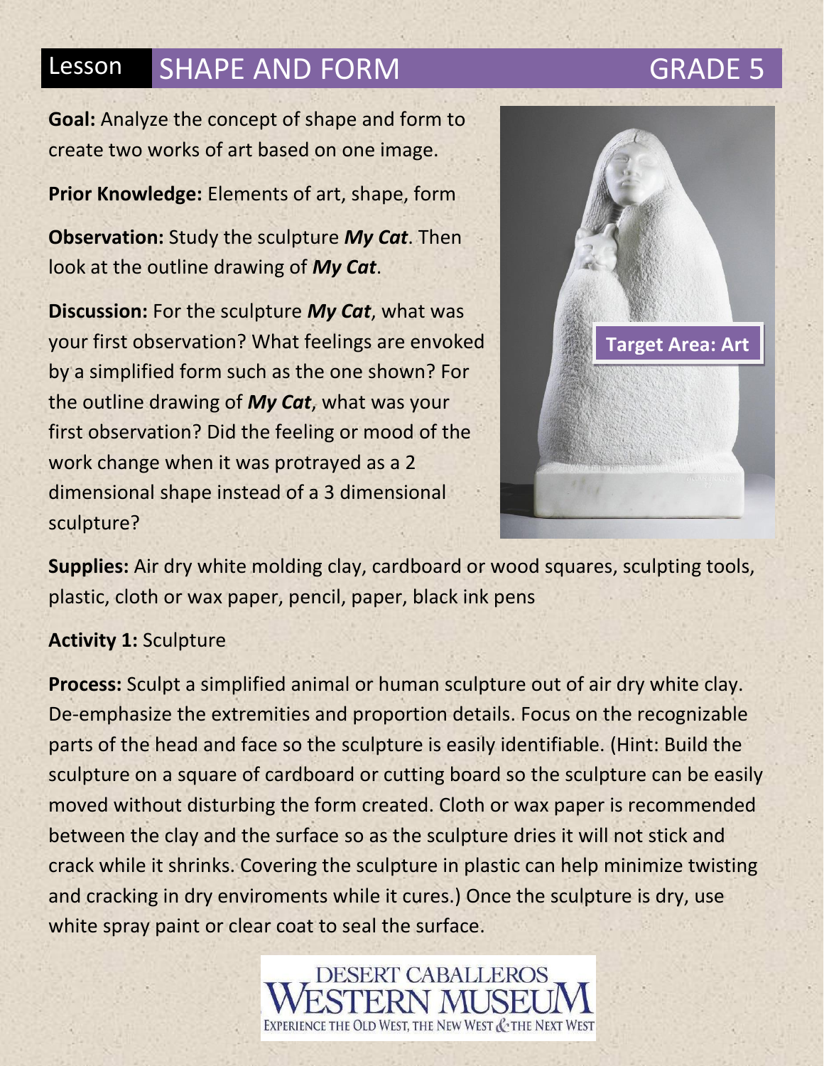# Lesson SHAPE AND FORM GRADE 5

**Goal:** Analyze the concept of shape and form to create two works of art based on one image.

**Prior Knowledge:** Elements of art, shape, form

**Observation:** Study the sculpture ***My Cat***. Then look at the outline drawing of ***My Cat***.

**Discussion:** For the sculpture ***My Cat***, what was your first observation? What feelings are envoked by a simplified form such as the one shown? For the outline drawing of ***My Cat***, what was your first observation? Did the feeling or mood of the work change when it was protrayed as a 2 dimensional shape instead of a 3 dimensional sculpture?

**Target Area: Art**

**Supplies:** Air dry white molding clay, cardboard or wood squares, sculpting tools, plastic, cloth or wax paper, pencil, paper, black ink pens

**Activity 1:** Sculpture

**Process:** Sculpt a simplified animal or human sculpture out of air dry white clay. De-emphasize the extremities and proportion details. Focus on the recognizable parts of the head and face so the sculpture is easily identifiable. (Hint: Build the sculpture on a square of cardboard or cutting board so the sculpture can be easily moved without disturbing the form created. Cloth or wax paper is recommended between the clay and the surface so as the sculpture dries it will not stick and crack while it shrinks. Covering the sculpture in plastic can help minimize twisting and cracking in dry enviroments while it cures.) Once the sculpture is dry, use white spray paint or clear coat to seal the surface.

DESERT CABALLEROS WESTERN MUSEUM
EXPERIENCE THE OLD WEST, THE NEW WEST & THE NEXT WEST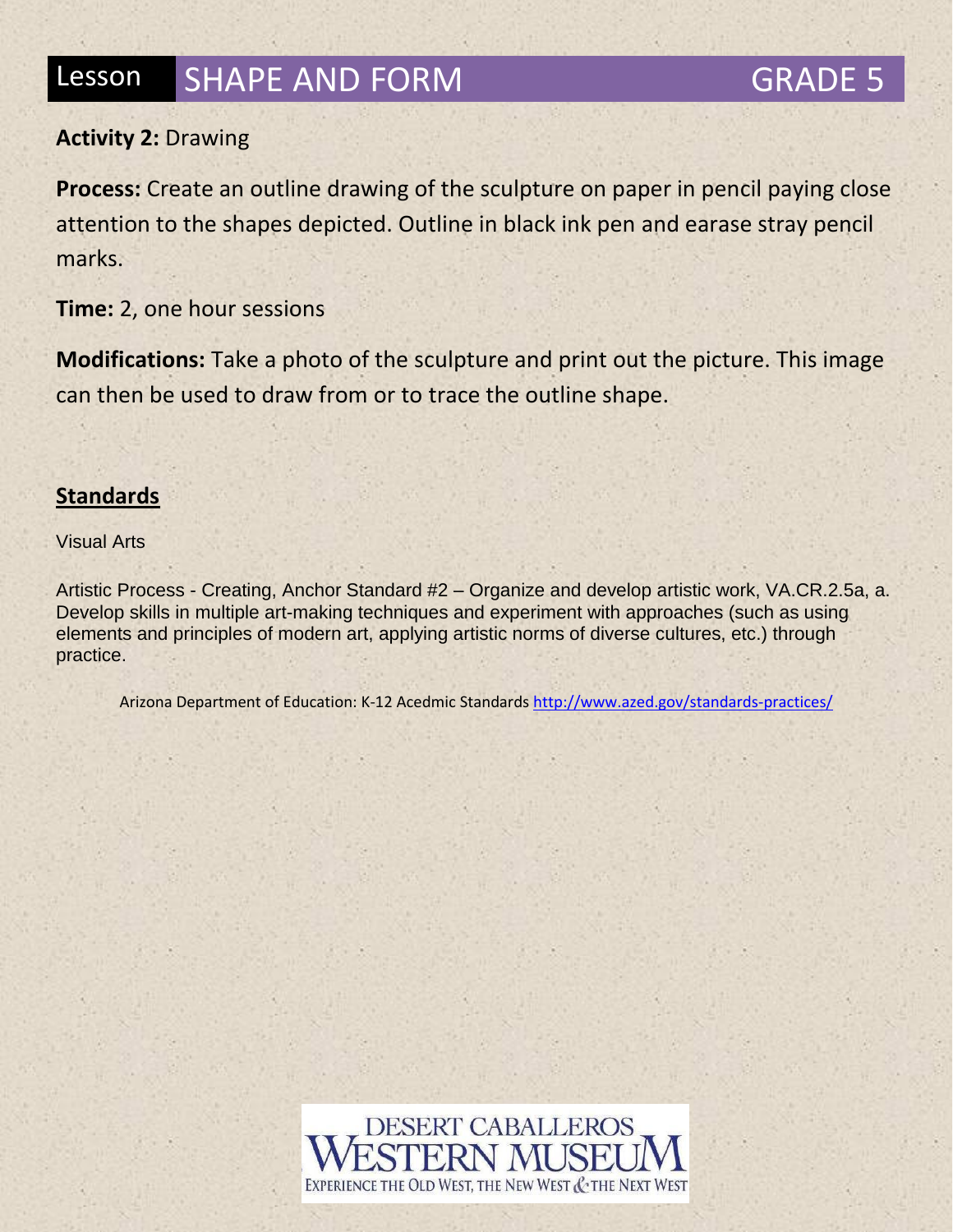# Lesson SHAPE AND FORM GRADE 5

**Activity 2:** Drawing

**Process:** Create an outline drawing of the sculpture on paper in pencil paying close attention to the shapes depicted. Outline in black ink pen and earase stray pencil marks.

**Time:** 2, one hour sessions

**Modifications:** Take a photo of the sculpture and print out the picture. This image can then be used to draw from or to trace the outline shape.

## Standards

Visual Arts

Artistic Process - Creating, Anchor Standard #2 – Organize and develop artistic work, VA.CR.2.5a, a. Develop skills in multiple art-making techniques and experiment with approaches (such as using elements and principles of modern art, applying artistic norms of diverse cultures, etc.) through practice.

Arizona Department of Education: K-12 Acedmic Standards http://www.azed.gov/standards-practices/

DESERT CABALLEROS WESTERN MUSEUM
EXPERIENCE THE OLD WEST, THE NEW WEST & THE NEXT WEST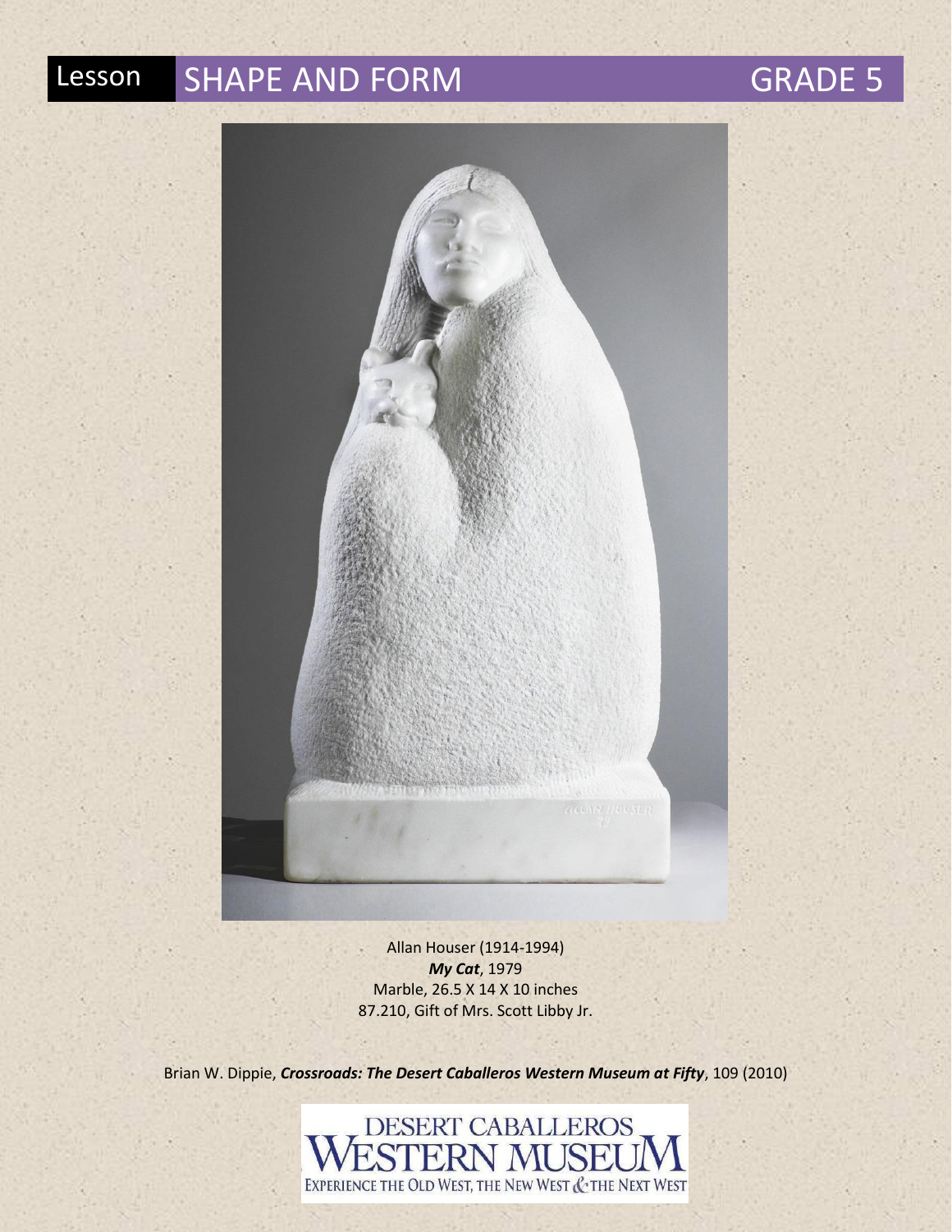# Lesson SHAPE AND FORM GRADE 5

Allan Houser (1914-1994)
***My Cat***, 1979
Marble, 26.5 X 14 X 10 inches
87.210, Gift of Mrs. Scott Libby Jr.

Brian W. Dippie, ***Crossroads: The Desert Caballeros Western Museum at Fifty***, 109 (2010)

DESERT CABALLEROS WESTERN MUSEUM
EXPERIENCE THE OLD WEST, THE NEW WEST & THE NEXT WEST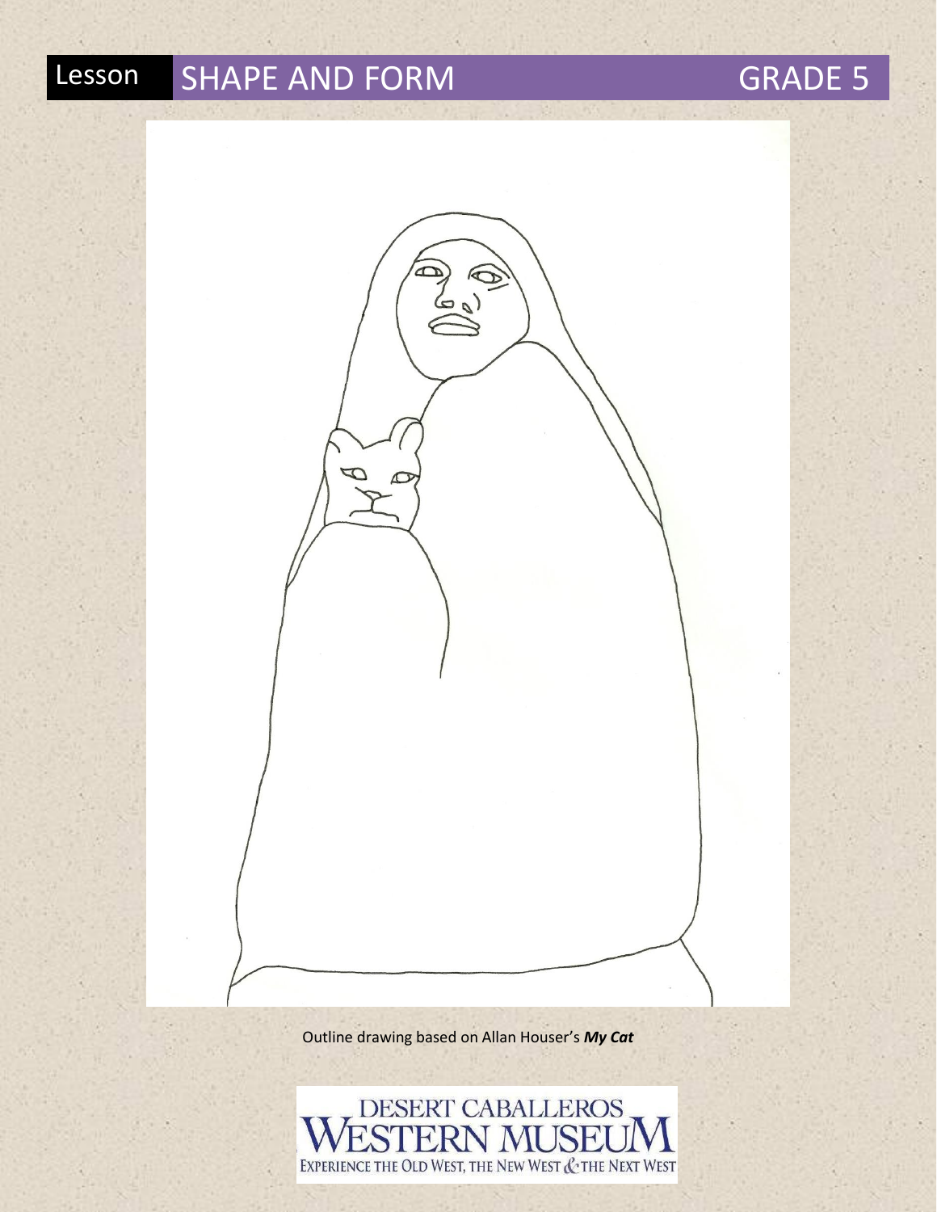Lesson SHAPE AND FORM GRADE 5

Outline drawing based on Allan Houser's ***My Cat***

DESERT CABALLEROS WESTERN MUSEUM
EXPERIENCE THE OLD WEST, THE NEW WEST & THE NEXT WEST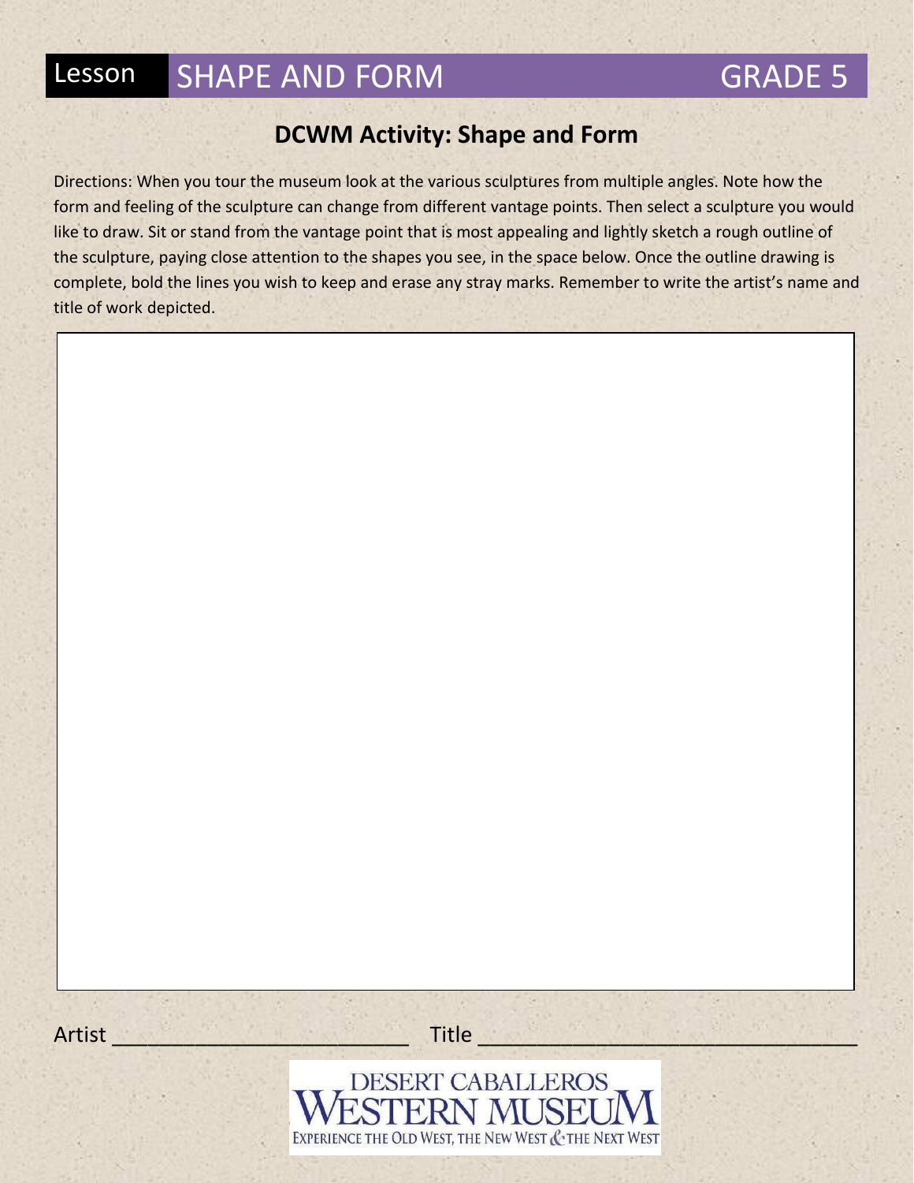Lesson SHAPE AND FORM GRADE 5

## DCWM Activity: Shape and Form

Directions: When you tour the museum look at the various sculptures from multiple angles. Note how the form and feeling of the sculpture can change from different vantage points. Then select a sculpture you would like to draw. Sit or stand from the vantage point that is most appealing and lightly sketch a rough outline of the sculpture, paying close attention to the shapes you see, in the space below. Once the outline drawing is complete, bold the lines you wish to keep and erase any stray marks. Remember to write the artist's name and title of work depicted.

Artist ________________________ Title ______________________________

DESERT CABALLEROS WESTERN MUSEUM
EXPERIENCE THE OLD WEST, THE NEW WEST & THE NEXT WEST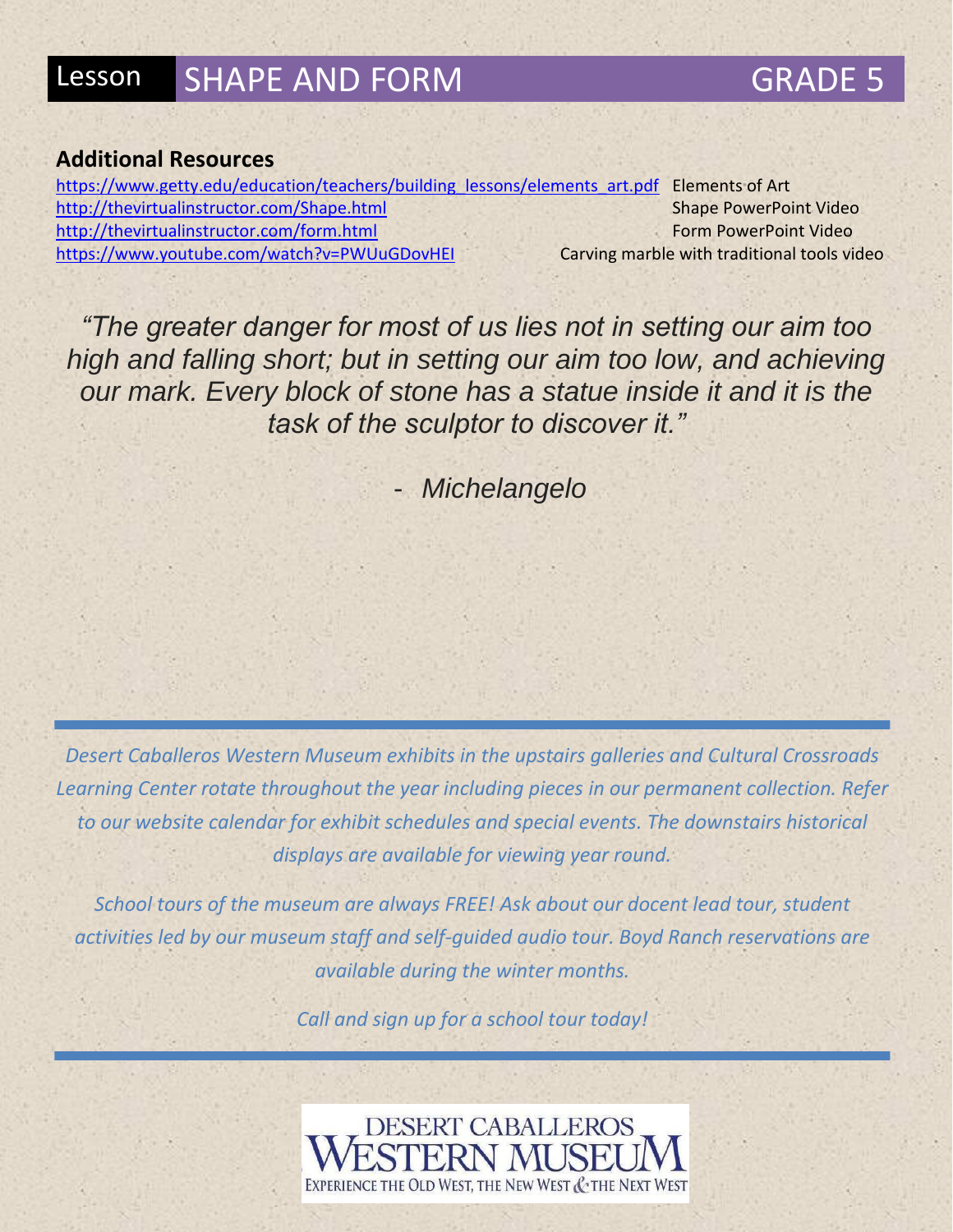Lesson SHAPE AND FORM GRADE 5

## Additional Resources

| | |
|---|---|
| https://www.getty.edu/education/teachers/building_lessons/elements_art.pdf | Elements of Art |
| http://thevirtualinstructor.com/Shape.html | Shape PowerPoint Video |
| http://thevirtualinstructor.com/form.html | Form PowerPoint Video |
| https://www.youtube.com/watch?v=PWUuGDovHEI | Carving marble with traditional tools video |

*"The greater danger for most of us lies not in setting our aim too high and falling short; but in setting our aim too low, and achieving our mark. Every block of stone has a statue inside it and it is the task of the sculptor to discover it."*

*- Michelangelo*

---

*Desert Caballeros Western Museum exhibits in the upstairs galleries and Cultural Crossroads Learning Center rotate throughout the year including pieces in our permanent collection. Refer to our website calendar for exhibit schedules and special events. The downstairs historical displays are available for viewing year round.*

*School tours of the museum are always FREE! Ask about our docent lead tour, student activities led by our museum staff and self-guided audio tour. Boyd Ranch reservations are available during the winter months.*

*Call and sign up for a school tour today!*

---

DESERT CABALLEROS
WESTERN MUSEUM
EXPERIENCE THE OLD WEST, THE NEW WEST & THE NEXT WEST